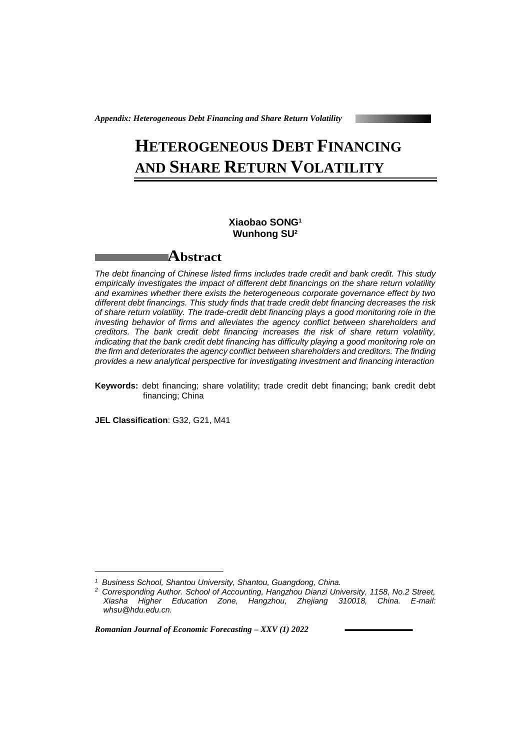# HETEROGENEOUS DEBT FINANCING AND SHARE RETURN VOLATILITY

**Xiaobao SONG[1]**
**Wunhong SU[2]**

## Abstract

*The debt financing of Chinese listed firms includes trade credit and bank credit. This study empirically investigates the impact of different debt financings on the share return volatility and examines whether there exists the heterogeneous corporate governance effect by two different debt financings. This study finds that trade credit debt financing decreases the risk of share return volatility. The trade-credit debt financing plays a good monitoring role in the investing behavior of firms and alleviates the agency conflict between shareholders and creditors. The bank credit debt financing increases the risk of share return volatility, indicating that the bank credit debt financing has difficulty playing a good monitoring role on the firm and deteriorates the agency conflict between shareholders and creditors. The finding provides a new analytical perspective for investigating investment and financing interaction*

**Keywords:** debt financing; share volatility; trade credit debt financing; bank credit debt financing; China

**JEL Classification**: G32, G21, M41

---

*[1] Business School, Shantou University, Shantou, Guangdong, China.*

*[2] Corresponding Author. School of Accounting, Hangzhou Dianzi University, 1158, No.2 Street, Xiasha Higher Education Zone, Hangzhou, Zhejiang 310018, China. E-mail: whsu@hdu.edu.cn.*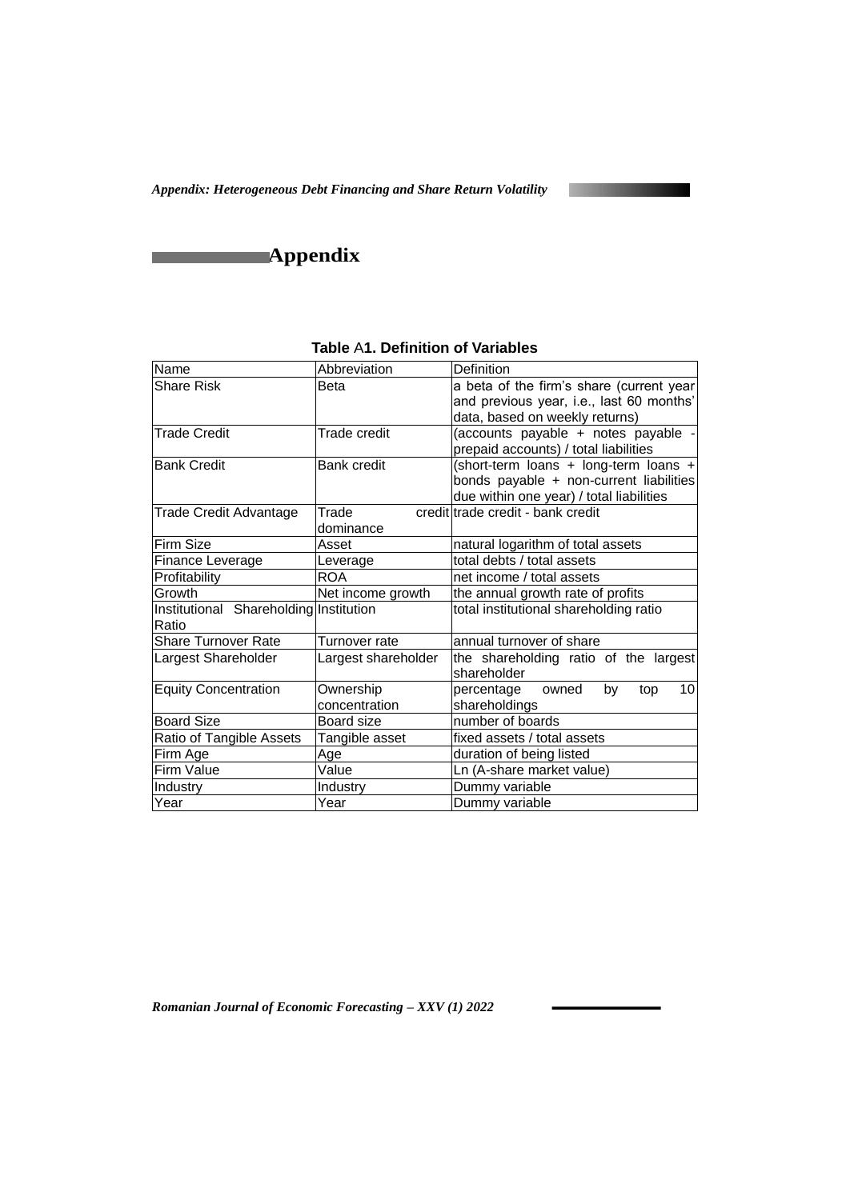# Appendix

**Table A1. Definition of Variables**

| Name | Abbreviation | Definition |
| --- | --- | --- |
| Share Risk | Beta | a beta of the firm's share (current year and previous year, i.e., last 60 months' data, based on weekly returns) |
| Trade Credit | Trade credit | (accounts payable + notes payable - prepaid accounts) / total liabilities |
| Bank Credit | Bank credit | (short-term loans + long-term loans + bonds payable + non-current liabilities due within one year) / total liabilities |
| Trade Credit Advantage | Trade credit dominance | trade credit - bank credit |
| Firm Size | Asset | natural logarithm of total assets |
| Finance Leverage | Leverage | total debts / total assets |
| Profitability | ROA | net income / total assets |
| Growth | Net income growth | the annual growth rate of profits |
| Institutional Shareholding Ratio | Institution | total institutional shareholding ratio |
| Share Turnover Rate | Turnover rate | annual turnover of share |
| Largest Shareholder | Largest shareholder | the shareholding ratio of the largest shareholder |
| Equity Concentration | Ownership concentration | percentage owned by top 10 shareholdings |
| Board Size | Board size | number of boards |
| Ratio of Tangible Assets | Tangible asset | fixed assets / total assets |
| Firm Age | Age | duration of being listed |
| Firm Value | Value | Ln (A-share market value) |
| Industry | Industry | Dummy variable |
| Year | Year | Dummy variable |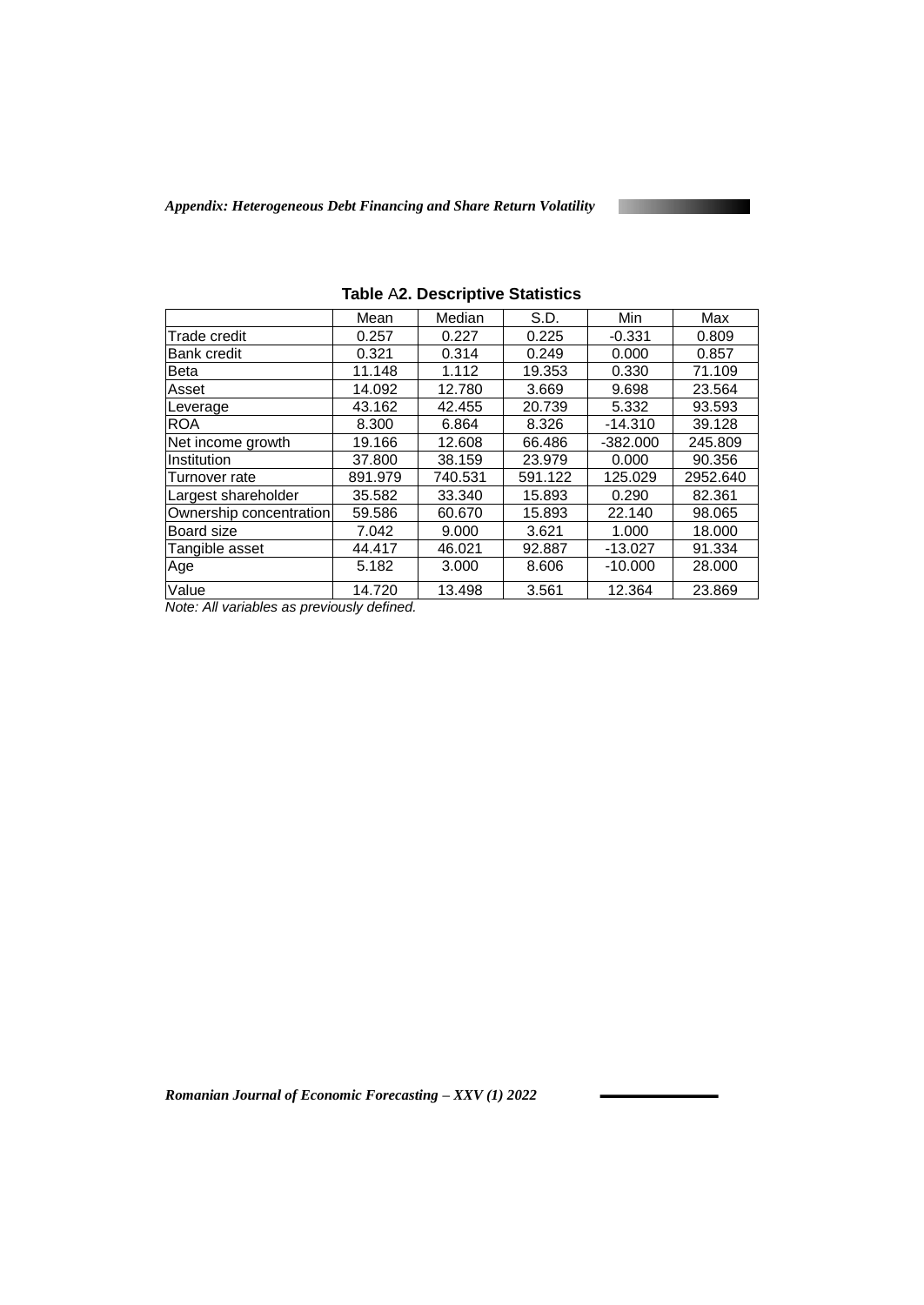**Table A2. Descriptive Statistics**

| | Mean | Median | S.D. | Min | Max |
|---|---|---|---|---|---|
| Trade credit | 0.257 | 0.227 | 0.225 | -0.331 | 0.809 |
| Bank credit | 0.321 | 0.314 | 0.249 | 0.000 | 0.857 |
| Beta | 11.148 | 1.112 | 19.353 | 0.330 | 71.109 |
| Asset | 14.092 | 12.780 | 3.669 | 9.698 | 23.564 |
| Leverage | 43.162 | 42.455 | 20.739 | 5.332 | 93.593 |
| ROA | 8.300 | 6.864 | 8.326 | -14.310 | 39.128 |
| Net income growth | 19.166 | 12.608 | 66.486 | -382.000 | 245.809 |
| Institution | 37.800 | 38.159 | 23.979 | 0.000 | 90.356 |
| Turnover rate | 891.979 | 740.531 | 591.122 | 125.029 | 2952.640 |
| Largest shareholder | 35.582 | 33.340 | 15.893 | 0.290 | 82.361 |
| Ownership concentration | 59.586 | 60.670 | 15.893 | 22.140 | 98.065 |
| Board size | 7.042 | 9.000 | 3.621 | 1.000 | 18.000 |
| Tangible asset | 44.417 | 46.021 | 92.887 | -13.027 | 91.334 |
| Age | 5.182 | 3.000 | 8.606 | -10.000 | 28.000 |
| Value | 14.720 | 13.498 | 3.561 | 12.364 | 23.869 |

*Note: All variables as previously defined.*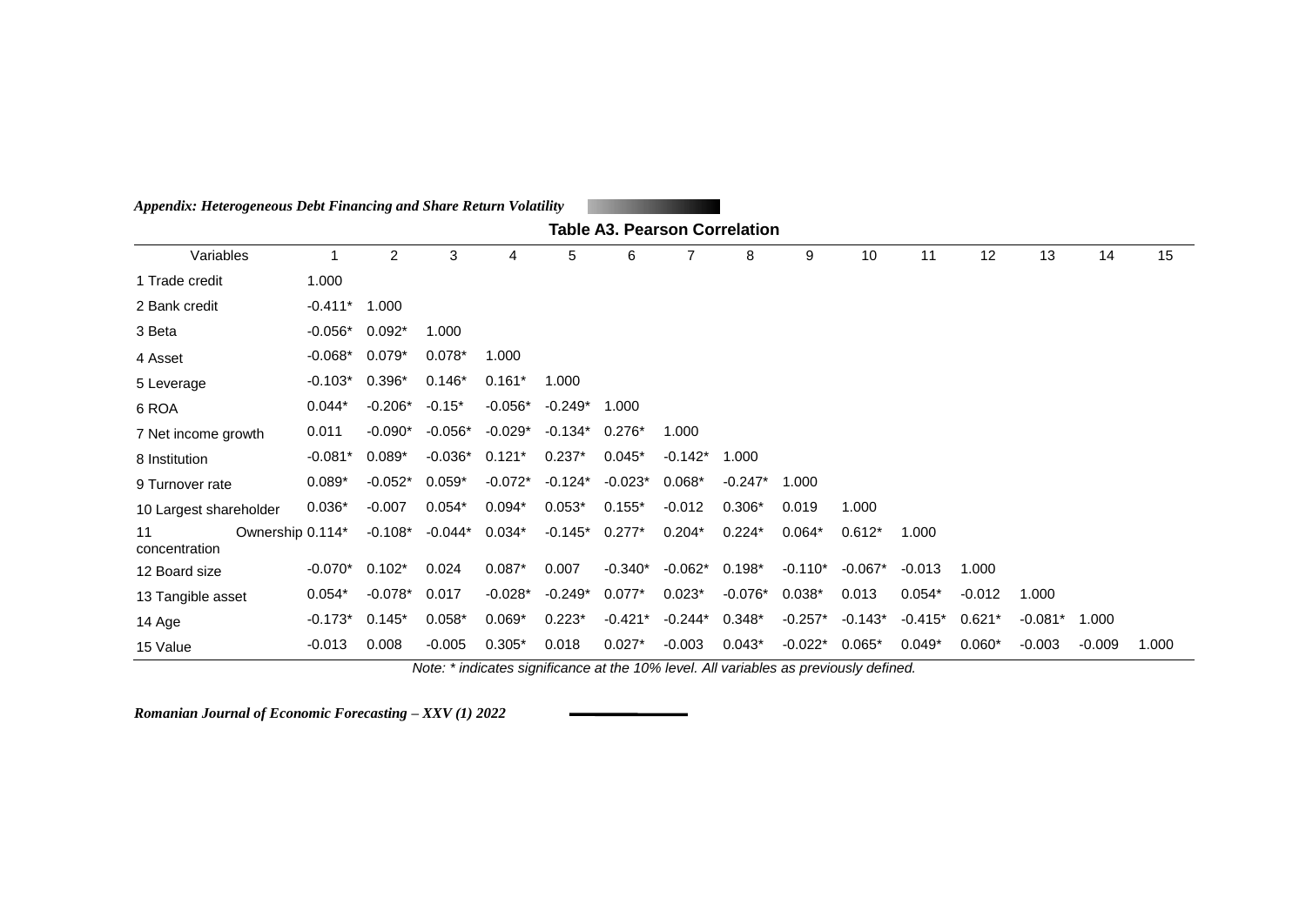**Table A3. Pearson Correlation**

| Variables | 1 | 2 | 3 | 4 | 5 | 6 | 7 | 8 | 9 | 10 | 11 | 12 | 13 | 14 | 15 |
|---|---|---|---|---|---|---|---|---|---|---|---|---|---|---|---|
| 1 Trade credit | 1.000 | | | | | | | | | | | | | | |
| 2 Bank credit | -0.411* | 1.000 | | | | | | | | | | | | | |
| 3 Beta | -0.056* | 0.092* | 1.000 | | | | | | | | | | | | |
| 4 Asset | -0.068* | 0.079* | 0.078* | 1.000 | | | | | | | | | | | |
| 5 Leverage | -0.103* | 0.396* | 0.146* | 0.161* | 1.000 | | | | | | | | | | |
| 6 ROA | 0.044* | -0.206* | -0.15* | -0.056* | -0.249* | 1.000 | | | | | | | | | |
| 7 Net income growth | 0.011 | -0.090* | -0.056* | -0.029* | -0.134* | 0.276* | 1.000 | | | | | | | | |
| 8 Institution | -0.081* | 0.089* | -0.036* | 0.121* | 0.237* | 0.045* | -0.142* | 1.000 | | | | | | | |
| 9 Turnover rate | 0.089* | -0.052* | 0.059* | -0.072* | -0.124* | -0.023* | 0.068* | -0.247* | 1.000 | | | | | | |
| 10 Largest shareholder | 0.036* | -0.007 | 0.054* | 0.094* | 0.053* | 0.155* | -0.012 | 0.306* | 0.019 | 1.000 | | | | | |
| 11 Ownership concentration | 0.114* | -0.108* | -0.044* | 0.034* | -0.145* | 0.277* | 0.204* | 0.224* | 0.064* | 0.612* | 1.000 | | | | |
| 12 Board size | -0.070* | 0.102* | 0.024 | 0.087* | 0.007 | -0.340* | -0.062* | 0.198* | -0.110* | -0.067* | -0.013 | 1.000 | | | |
| 13 Tangible asset | 0.054* | -0.078* | 0.017 | -0.028* | -0.249* | 0.077* | 0.023* | -0.076* | 0.038* | 0.013 | 0.054* | -0.012 | 1.000 | | |
| 14 Age | -0.173* | 0.145* | 0.058* | 0.069* | 0.223* | -0.421* | -0.244* | 0.348* | -0.257* | -0.143* | -0.415* | 0.621* | -0.081* | 1.000 | |
| 15 Value | -0.013 | 0.008 | -0.005 | 0.305* | 0.018 | 0.027* | -0.003 | 0.043* | -0.022* | 0.065* | 0.049* | 0.060* | -0.003 | -0.009 | 1.000 |

*Note: * indicates significance at the 10% level. All variables as previously defined.*